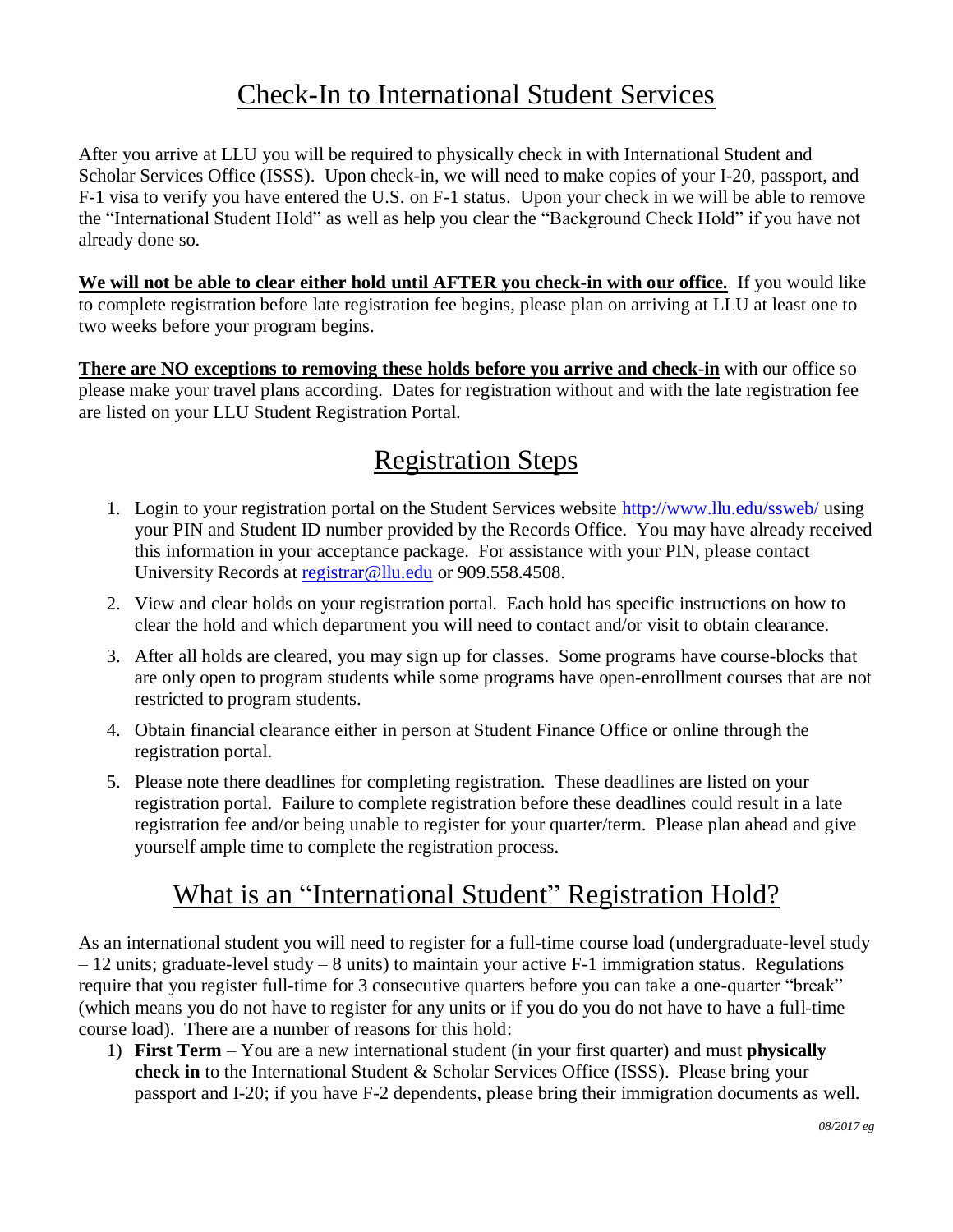# Check-In to International Student Services

After you arrive at LLU you will be required to physically check in with International Student and Scholar Services Office (ISSS). Upon check-in, we will need to make copies of your I-20, passport, and F-1 visa to verify you have entered the U.S. on F-1 status. Upon your check in we will be able to remove the "International Student Hold" as well as help you clear the "Background Check Hold" if you have not already done so.

**We will not be able to clear either hold until AFTER you check-in with our office.** If you would like to complete registration before late registration fee begins, please plan on arriving at LLU at least one to two weeks before your program begins.

**There are NO exceptions to removing these holds before you arrive and check-in** with our office so please make your travel plans according. Dates for registration without and with the late registration fee are listed on your LLU Student Registration Portal.

# Registration Steps

1. Login to your registration portal on the Student Services website http://www.llu.edu/ssweb/ using your PIN and Student ID number provided by the Records Office. You may have already received this information in your acceptance package. For assistance with your PIN, please contact University Records at registrar@llu.edu or 909.558.4508.
2. View and clear holds on your registration portal. Each hold has specific instructions on how to clear the hold and which department you will need to contact and/or visit to obtain clearance.
3. After all holds are cleared, you may sign up for classes. Some programs have course-blocks that are only open to program students while some programs have open-enrollment courses that are not restricted to program students.
4. Obtain financial clearance either in person at Student Finance Office or online through the registration portal.
5. Please note there deadlines for completing registration. These deadlines are listed on your registration portal. Failure to complete registration before these deadlines could result in a late registration fee and/or being unable to register for your quarter/term. Please plan ahead and give yourself ample time to complete the registration process.

# What is an "International Student" Registration Hold?

As an international student you will need to register for a full-time course load (undergraduate-level study – 12 units; graduate-level study – 8 units) to maintain your active F-1 immigration status. Regulations require that you register full-time for 3 consecutive quarters before you can take a one-quarter "break" (which means you do not have to register for any units or if you do you do not have to have a full-time course load). There are a number of reasons for this hold:

1) **First Term** – You are a new international student (in your first quarter) and must **physically check in** to the International Student & Scholar Services Office (ISSS). Please bring your passport and I-20; if you have F-2 dependents, please bring their immigration documents as well.

*08/2017 eg*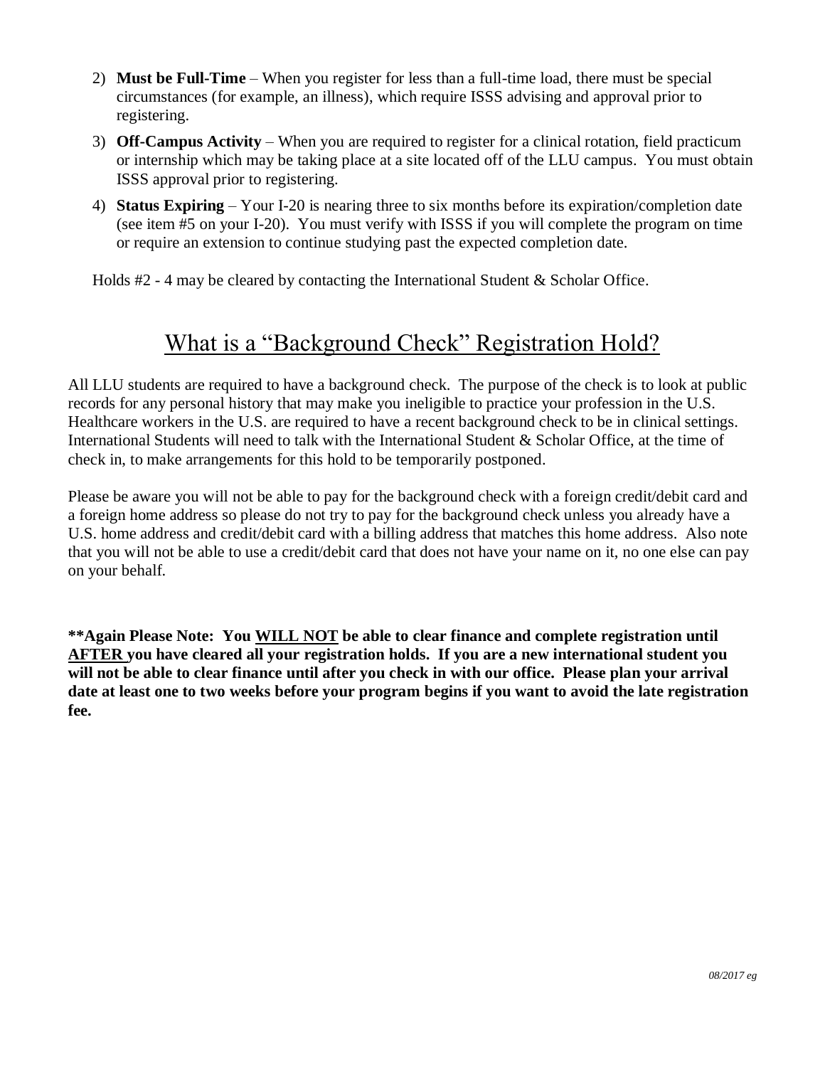2) **Must be Full-Time** – When you register for less than a full-time load, there must be special circumstances (for example, an illness), which require ISSS advising and approval prior to registering.
3) **Off-Campus Activity** – When you are required to register for a clinical rotation, field practicum or internship which may be taking place at a site located off of the LLU campus. You must obtain ISSS approval prior to registering.
4) **Status Expiring** – Your I-20 is nearing three to six months before its expiration/completion date (see item #5 on your I-20). You must verify with ISSS if you will complete the program on time or require an extension to continue studying past the expected completion date.

Holds #2 - 4 may be cleared by contacting the International Student & Scholar Office.

## What is a "Background Check" Registration Hold?

All LLU students are required to have a background check. The purpose of the check is to look at public records for any personal history that may make you ineligible to practice your profession in the U.S. Healthcare workers in the U.S. are required to have a recent background check to be in clinical settings. International Students will need to talk with the International Student & Scholar Office, at the time of check in, to make arrangements for this hold to be temporarily postponed.

Please be aware you will not be able to pay for the background check with a foreign credit/debit card and a foreign home address so please do not try to pay for the background check unless you already have a U.S. home address and credit/debit card with a billing address that matches this home address. Also note that you will not be able to use a credit/debit card that does not have your name on it, no one else can pay on your behalf.

**\*\*Again Please Note: You <u>WILL NOT</u> be able to clear finance and complete registration until <u>AFTER</u> you have cleared all your registration holds. If you are a new international student you will not be able to clear finance until after you check in with our office. Please plan your arrival date at least one to two weeks before your program begins if you want to avoid the late registration fee.**

*08/2017 eg*